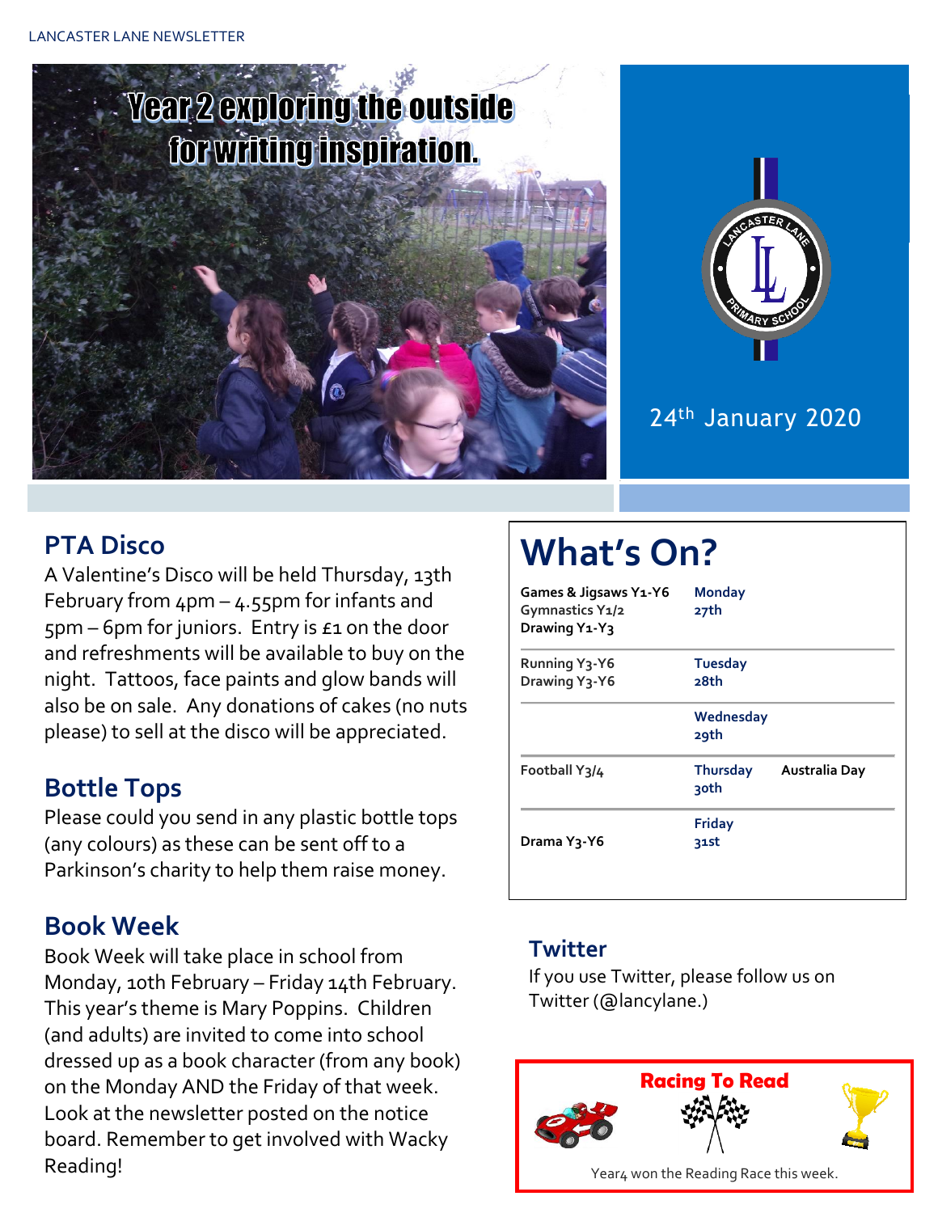Year 2 exploring the outside for writing inspiration.

24th January 2020

## PTA Disco

A Valentine's Disco will be held Thursday, 13th February from 4pm – 4.55pm for infants and 5pm – 6pm for juniors. Entry is £1 on the door and refreshments will be available to buy on the night. Tattoos, face paints and glow bands will also be on sale. Any donations of cakes (no nuts please) to sell at the disco will be appreciated.

## Bottle Tops

Please could you send in any plastic bottle tops (any colours) as these can be sent off to a Parkinson's charity to help them raise money.

## Book Week

Book Week will take place in school from Monday, 10th February – Friday 14th February. This year's theme is Mary Poppins. Children (and adults) are invited to come into school dressed up as a book character (from any book) on the Monday AND the Friday of that week. Look at the newsletter posted on the notice board. Remember to get involved with Wacky Reading!

## What's On?

| Activity | Day | |
|---|---|---|
| **Games & Jigsaws Y1-Y6**<br>**Gymnastics Y1/2**<br>**Drawing Y1-Y3** | **Monday 27th** | |
| Running Y3-Y6<br>Drawing Y3-Y6 | **Tuesday 28th** | |
| | **Wednesday 29th** | |
| Football Y3/4 | **Thursday 30th** | **Australia Day** |
| **Drama Y3-Y6** | **Friday 31st** | |

## Twitter

If you use Twitter, please follow us on Twitter (@lancylane.)

## Racing To Read

Year4 won the Reading Race this week.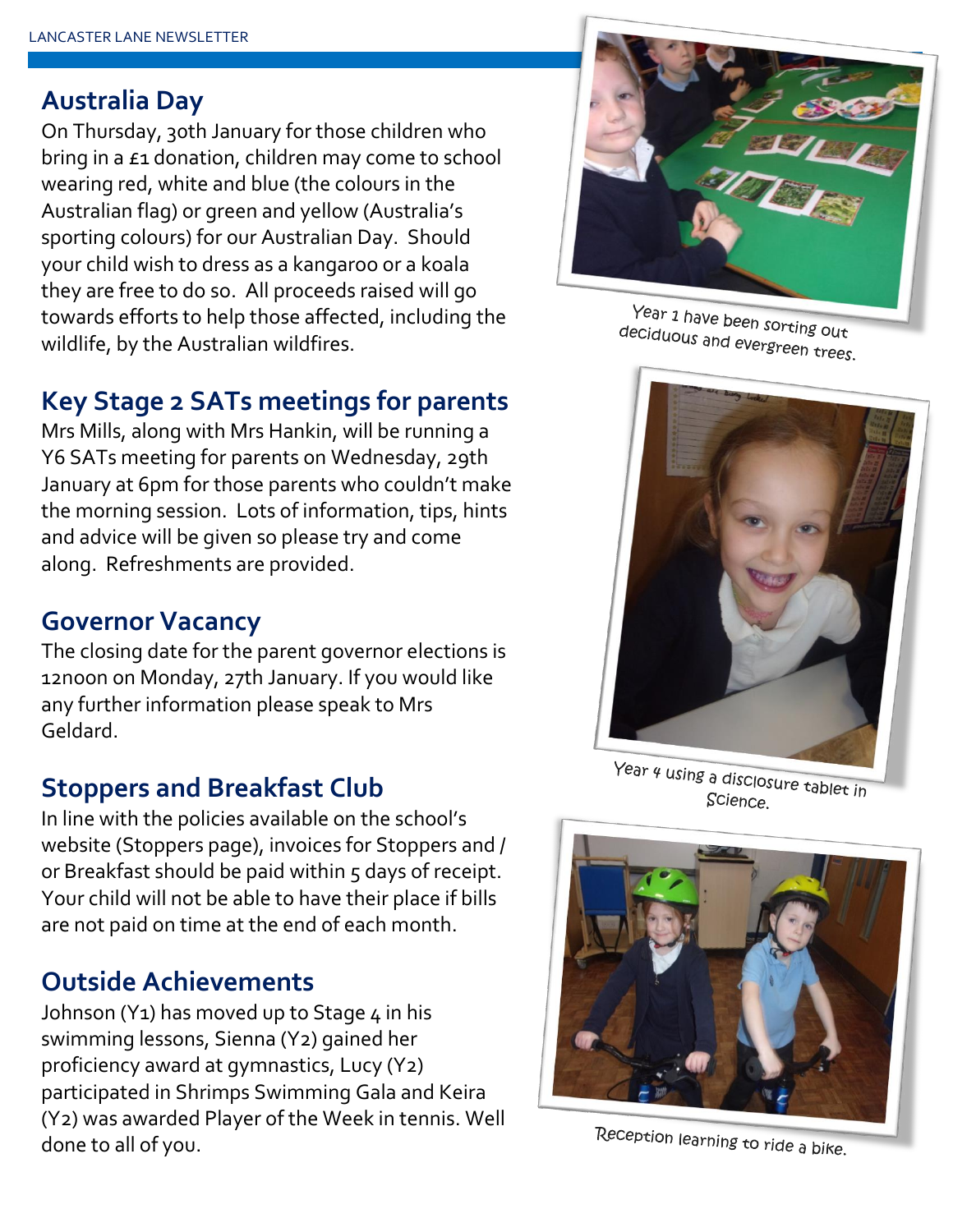## Australia Day

On Thursday, 30th January for those children who bring in a £1 donation, children may come to school wearing red, white and blue (the colours in the Australian flag) or green and yellow (Australia's sporting colours) for our Australian Day. Should your child wish to dress as a kangaroo or a koala they are free to do so. All proceeds raised will go towards efforts to help those affected, including the wildlife, by the Australian wildfires.

## Key Stage 2 SATs meetings for parents

Mrs Mills, along with Mrs Hankin, will be running a Y6 SATs meeting for parents on Wednesday, 29th January at 6pm for those parents who couldn't make the morning session. Lots of information, tips, hints and advice will be given so please try and come along. Refreshments are provided.

## Governor Vacancy

The closing date for the parent governor elections is 12noon on Monday, 27th January. If you would like any further information please speak to Mrs Geldard.

## Stoppers and Breakfast Club

In line with the policies available on the school's website (Stoppers page), invoices for Stoppers and / or Breakfast should be paid within 5 days of receipt. Your child will not be able to have their place if bills are not paid on time at the end of each month.

## Outside Achievements

Johnson (Y1) has moved up to Stage 4 in his swimming lessons, Sienna (Y2) gained her proficiency award at gymnastics, Lucy (Y2) participated in Shrimps Swimming Gala and Keira (Y2) was awarded Player of the Week in tennis. Well done to all of you.

Year 1 have been sorting out deciduous and evergreen trees.

Year 4 using a disclosure tablet in Science.

Reception learning to ride a bike.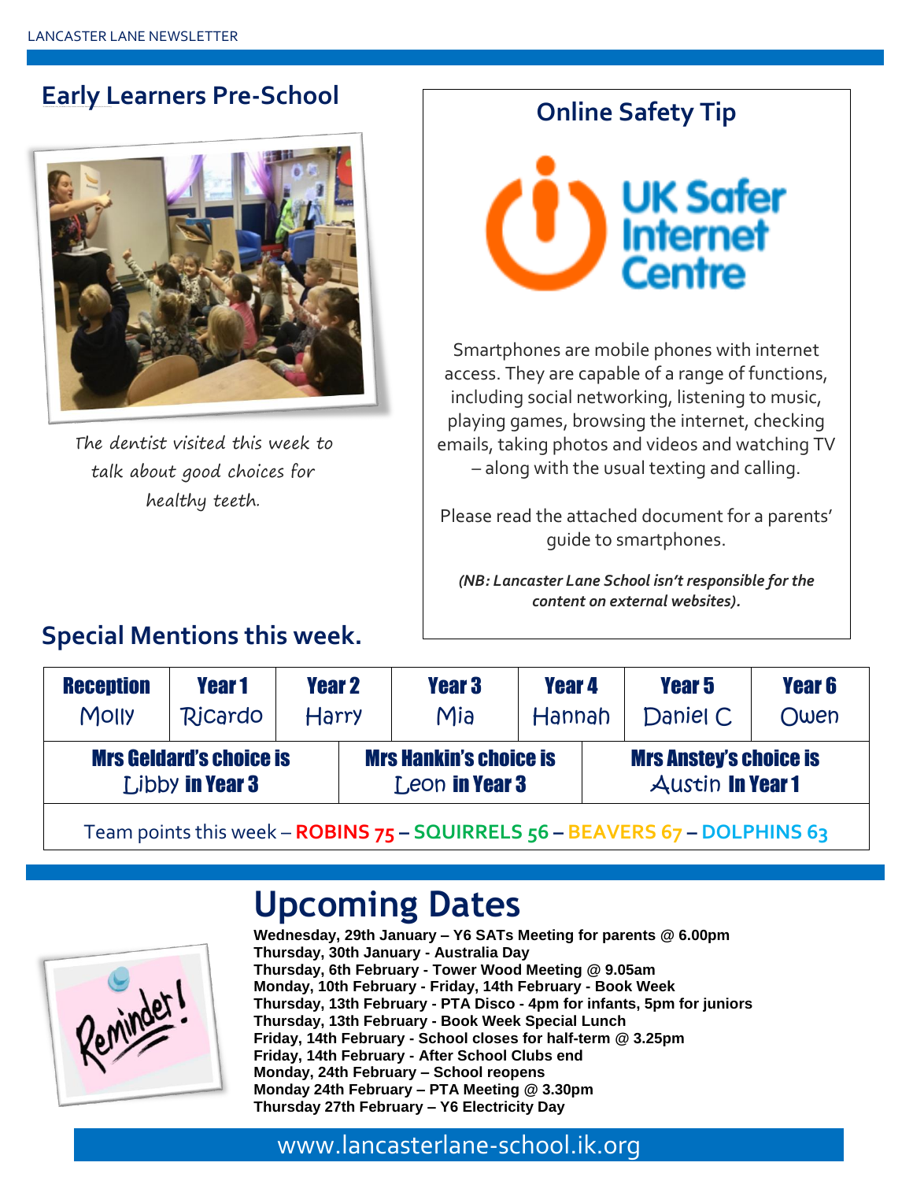## Early Learners Pre-School

The dentist visited this week to talk about good choices for healthy teeth.

## Online Safety Tip

UK Safer Internet Centre

Smartphones are mobile phones with internet access. They are capable of a range of functions, including social networking, listening to music, playing games, browsing the internet, checking emails, taking photos and videos and watching TV – along with the usual texting and calling.

Please read the attached document for a parents' guide to smartphones.

***(NB: Lancaster Lane School isn't responsible for the content on external websites).***

## Special Mentions this week.

| **Reception** | **Year 1** | **Year 2** | **Year 3** | **Year 4** | **Year 5** | **Year 6** |
|---|---|---|---|---|---|---|
| Molly | Ricardo | Harry | Mia | Hannah | Daniel C | Owen |

**Mrs Geldard's choice is** Libby **in Year 3**

**Mrs Hankin's choice is** Leon **in Year 3**

**Mrs Anstey's choice is** Austin **In Year 1**

Team points this week – **ROBINS 75** – **SQUIRRELS 56** – **BEAVERS 67** – **DOLPHINS 63**

# Upcoming Dates

**Wednesday, 29th January – Y6 SATs Meeting for parents @ 6.00pm**
**Thursday, 30th January - Australia Day**
**Thursday, 6th February - Tower Wood Meeting @ 9.05am**
**Monday, 10th February - Friday, 14th February - Book Week**
**Thursday, 13th February - PTA Disco - 4pm for infants, 5pm for juniors**
**Thursday, 13th February - Book Week Special Lunch**
**Friday, 14th February - School closes for half-term @ 3.25pm**
**Friday, 14th February - After School Clubs end**
**Monday, 24th February – School reopens**
**Monday 24th February – PTA Meeting @ 3.30pm**
**Thursday 27th February – Y6 Electricity Day**

www.lancasterlane-school.ik.org